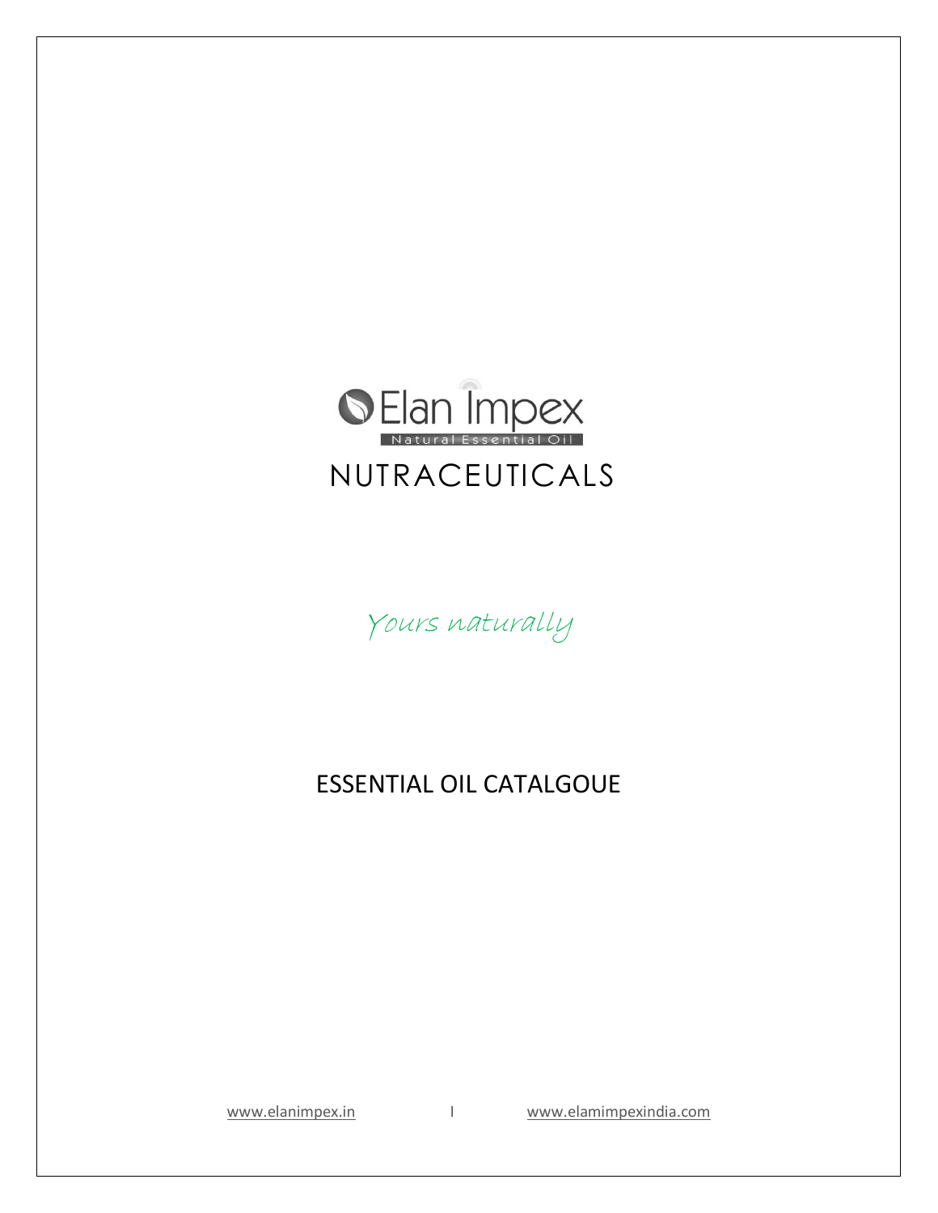# Elan Impex

Natural Essential Oil

# NUTRACEUTICALS

*Yours naturally*

## ESSENTIAL OIL CATALGOUE

www.elanimpex.in | www.elamimpexindia.com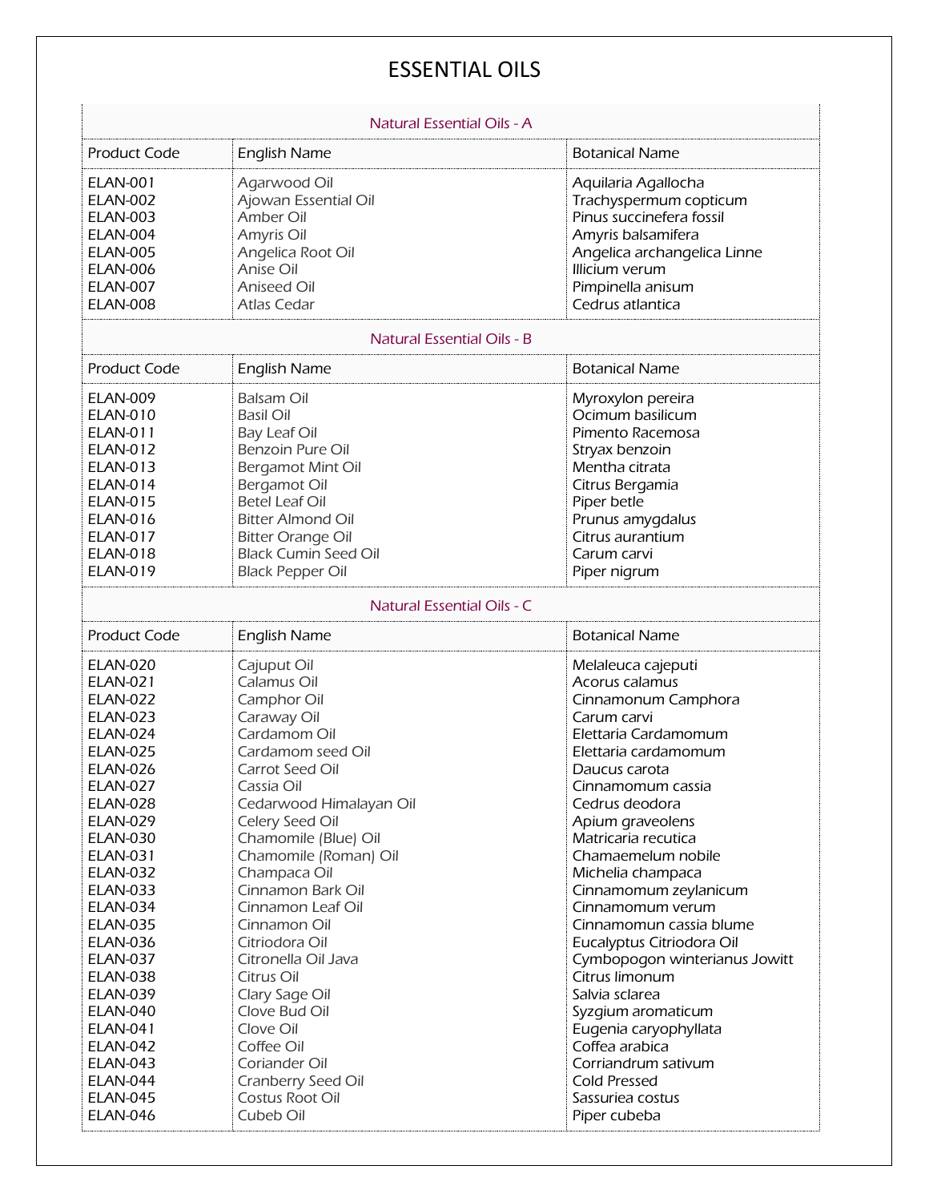# ESSENTIAL OILS

| Natural Essential Oils - A | | |
|---|---|---|
| Product Code | English Name | Botanical Name |
| ELAN-001 | Agarwood Oil | Aquilaria Agallocha |
| ELAN-002 | Ajowan Essential Oil | Trachyspermum copticum |
| ELAN-003 | Amber Oil | Pinus succinefera fossil |
| ELAN-004 | Amyris Oil | Amyris balsamifera |
| ELAN-005 | Angelica Root Oil | Angelica archangelica Linne |
| ELAN-006 | Anise Oil | Illicium verum |
| ELAN-007 | Aniseed Oil | Pimpinella anisum |
| ELAN-008 | Atlas Cedar | Cedrus atlantica |
| **Natural Essential Oils - B** | | |
| Product Code | English Name | Botanical Name |
| ELAN-009 | Balsam Oil | Myroxylon pereira |
| ELAN-010 | Basil Oil | Ocimum basilicum |
| ELAN-011 | Bay Leaf Oil | Pimento Racemosa |
| ELAN-012 | Benzoin Pure Oil | Stryax benzoin |
| ELAN-013 | Bergamot Mint Oil | Mentha citrata |
| ELAN-014 | Bergamot Oil | Citrus Bergamia |
| ELAN-015 | Betel Leaf Oil | Piper betle |
| ELAN-016 | Bitter Almond Oil | Prunus amygdalus |
| ELAN-017 | Bitter Orange Oil | Citrus aurantium |
| ELAN-018 | Black Cumin Seed Oil | Carum carvi |
| ELAN-019 | Black Pepper Oil | Piper nigrum |
| **Natural Essential Oils - C** | | |
| Product Code | English Name | Botanical Name |
| ELAN-020 | Cajuput Oil | Melaleuca cajeputi |
| ELAN-021 | Calamus Oil | Acorus calamus |
| ELAN-022 | Camphor Oil | Cinnamonum Camphora |
| ELAN-023 | Caraway Oil | Carum carvi |
| ELAN-024 | Cardamom Oil | Elettaria Cardamomum |
| ELAN-025 | Cardamom seed Oil | Elettaria cardamomum |
| ELAN-026 | Carrot Seed Oil | Daucus carota |
| ELAN-027 | Cassia Oil | Cinnamomum cassia |
| ELAN-028 | Cedarwood Himalayan Oil | Cedrus deodora |
| ELAN-029 | Celery Seed Oil | Apium graveolens |
| ELAN-030 | Chamomile (Blue) Oil | Matricaria recutica |
| ELAN-031 | Chamomile (Roman) Oil | Chamaemelum nobile |
| ELAN-032 | Champaca Oil | Michelia champaca |
| ELAN-033 | Cinnamon Bark Oil | Cinnamomum zeylanicum |
| ELAN-034 | Cinnamon Leaf Oil | Cinnamomum verum |
| ELAN-035 | Cinnamon Oil | Cinnamomun cassia blume |
| ELAN-036 | Citriodora Oil | Eucalyptus Citriodora Oil |
| ELAN-037 | Citronella Oil Java | Cymbopogon winterianus Jowitt |
| ELAN-038 | Citrus Oil | Citrus limonum |
| ELAN-039 | Clary Sage Oil | Salvia sclarea |
| ELAN-040 | Clove Bud Oil | Syzgium aromaticum |
| ELAN-041 | Clove Oil | Eugenia caryophyllata |
| ELAN-042 | Coffee Oil | Coffea arabica |
| ELAN-043 | Coriander Oil | Corriandrum sativum |
| ELAN-044 | Cranberry Seed Oil | Cold Pressed |
| ELAN-045 | Costus Root Oil | Sassuriea costus |
| ELAN-046 | Cubeb Oil | Piper cubeba |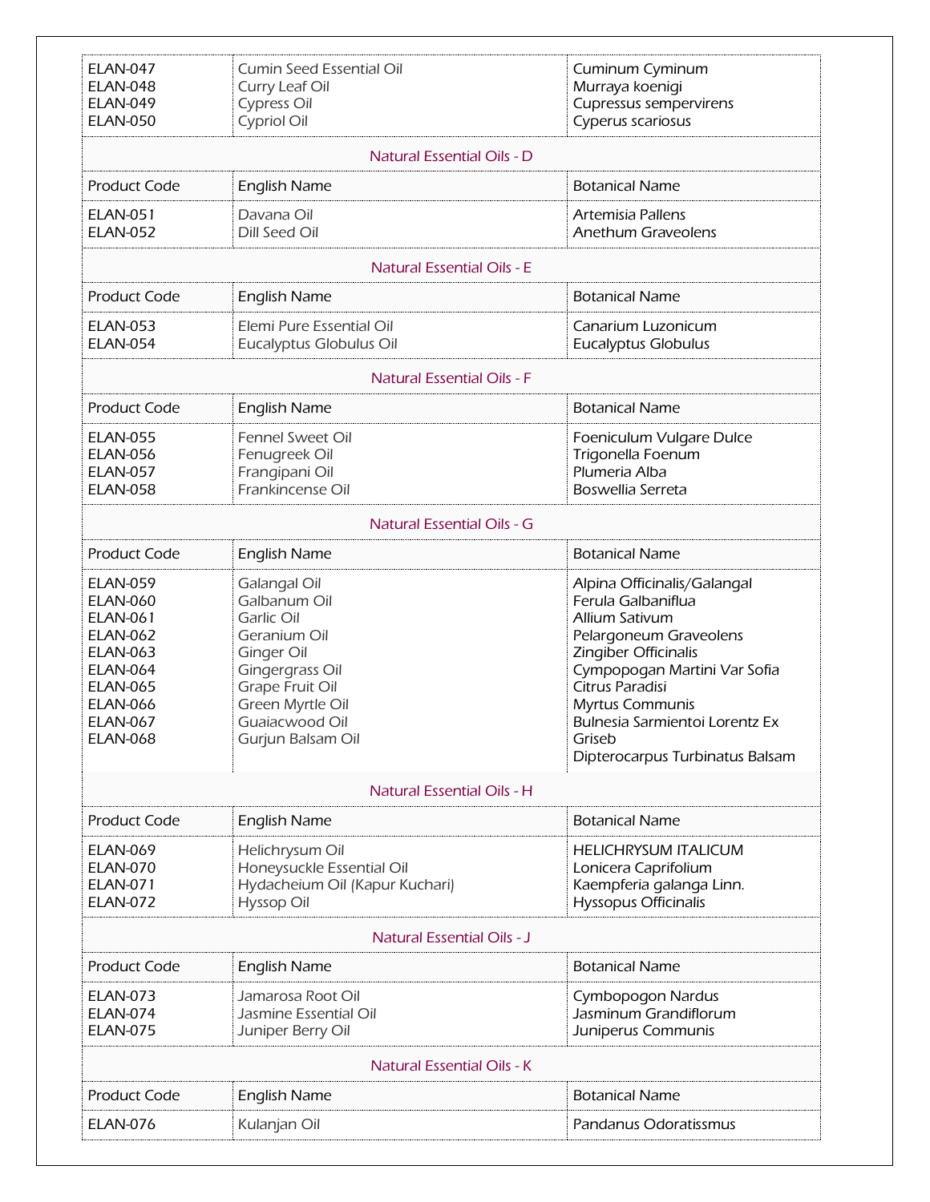| Product Code | English Name | Botanical Name |
|---|---|---|
| ELAN-047 | Cumin Seed Essential Oil | Cuminum Cyminum |
| ELAN-048 | Curry Leaf Oil | Murraya koenigi |
| ELAN-049 | Cypress Oil | Cupressus sempervirens |
| ELAN-050 | Cypriol Oil | Cyperus scariosus |

## Natural Essential Oils - D

| Product Code | English Name | Botanical Name |
|---|---|---|
| ELAN-051 | Davana Oil | Artemisia Pallens |
| ELAN-052 | Dill Seed Oil | Anethum Graveolens |

## Natural Essential Oils - E

| Product Code | English Name | Botanical Name |
|---|---|---|
| ELAN-053 | Elemi Pure Essential Oil | Canarium Luzonicum |
| ELAN-054 | Eucalyptus Globulus Oil | Eucalyptus Globulus |

## Natural Essential Oils - F

| Product Code | English Name | Botanical Name |
|---|---|---|
| ELAN-055 | Fennel Sweet Oil | Foeniculum Vulgare Dulce |
| ELAN-056 | Fenugreek Oil | Trigonella Foenum |
| ELAN-057 | Frangipani Oil | Plumeria Alba |
| ELAN-058 | Frankincense Oil | Boswellia Serreta |

## Natural Essential Oils - G

| Product Code | English Name | Botanical Name |
|---|---|---|
| ELAN-059 | Galangal Oil | Alpina Officinalis/Galangal |
| ELAN-060 | Galbanum Oil | Ferula Galbaniflua |
| ELAN-061 | Garlic Oil | Allium Sativum |
| ELAN-062 | Geranium Oil | Pelargoneum Graveolens |
| ELAN-063 | Ginger Oil | Zingiber Officinalis |
| ELAN-064 | Gingergrass Oil | Cympopogan Martini Var Sofia |
| ELAN-065 | Grape Fruit Oil | Citrus Paradisi |
| ELAN-066 | Green Myrtle Oil | Myrtus Communis |
| ELAN-067 | Guaiacwood Oil | Bulnesia Sarmientoi Lorentz Ex Griseb |
| ELAN-068 | Gurjun Balsam Oil | Dipterocarpus Turbinatus Balsam |

## Natural Essential Oils - H

| Product Code | English Name | Botanical Name |
|---|---|---|
| ELAN-069 | Helichrysum Oil | HELICHRYSUM ITALICUM |
| ELAN-070 | Honeysuckle Essential Oil | Lonicera Caprifolium |
| ELAN-071 | Hydacheium Oil (Kapur Kuchari) | Kaempferia galanga Linn. |
| ELAN-072 | Hyssop Oil | Hyssopus Officinalis |

## Natural Essential Oils - J

| Product Code | English Name | Botanical Name |
|---|---|---|
| ELAN-073 | Jamarosa Root Oil | Cymbopogon Nardus |
| ELAN-074 | Jasmine Essential Oil | Jasminum Grandiflorum |
| ELAN-075 | Juniper Berry Oil | Juniperus Communis |

## Natural Essential Oils - K

| Product Code | English Name | Botanical Name |
|---|---|---|
| ELAN-076 | Kulanjan Oil | Pandanus Odoratissmus |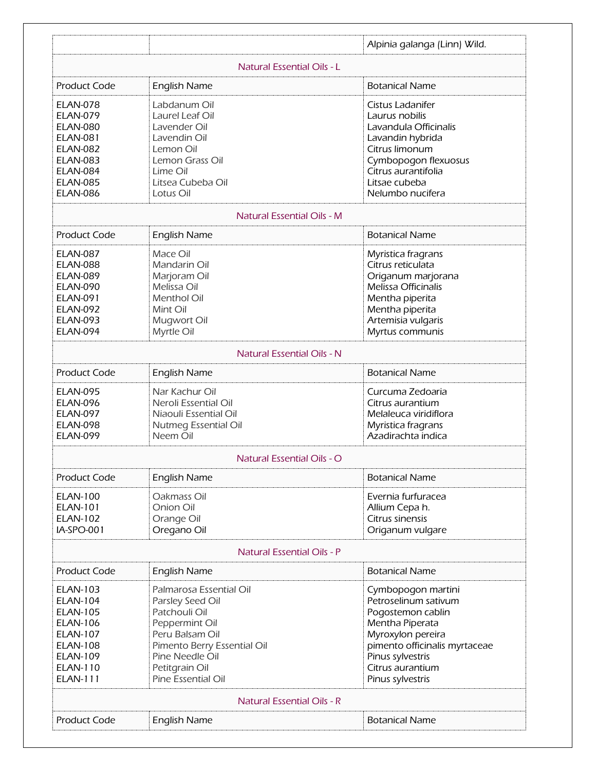| | | Alpinia galanga (Linn) Wild. |
|---|---|---|

## Natural Essential Oils - L

| Product Code | English Name | Botanical Name |
|---|---|---|
| ELAN-078 | Labdanum Oil | Cistus Ladanifer |
| ELAN-079 | Laurel Leaf Oil | Laurus nobilis |
| ELAN-080 | Lavender Oil | Lavandula Officinalis |
| ELAN-081 | Lavendin Oil | Lavandin hybrida |
| ELAN-082 | Lemon Oil | Citrus limonum |
| ELAN-083 | Lemon Grass Oil | Cymbopogon flexuosus |
| ELAN-084 | Lime Oil | Citrus aurantifolia |
| ELAN-085 | Litsea Cubeba Oil | Litsae cubeba |
| ELAN-086 | Lotus Oil | Nelumbo nucifera |

## Natural Essential Oils - M

| Product Code | English Name | Botanical Name |
|---|---|---|
| ELAN-087 | Mace Oil | Myristica fragrans |
| ELAN-088 | Mandarin Oil | Citrus reticulata |
| ELAN-089 | Marjoram Oil | Origanum marjorana |
| ELAN-090 | Melissa Oil | Melissa Officinalis |
| ELAN-091 | Menthol Oil | Mentha piperita |
| ELAN-092 | Mint Oil | Mentha piperita |
| ELAN-093 | Mugwort Oil | Artemisia vulgaris |
| ELAN-094 | Myrtle Oil | Myrtus communis |

## Natural Essential Oils - N

| Product Code | English Name | Botanical Name |
|---|---|---|
| ELAN-095 | Nar Kachur Oil | Curcuma Zedoaria |
| ELAN-096 | Neroli Essential Oil | Citrus aurantium |
| ELAN-097 | Niaouli Essential Oil | Melaleuca viridiflora |
| ELAN-098 | Nutmeg Essential Oil | Myristica fragrans |
| ELAN-099 | Neem Oil | Azadirachta indica |

## Natural Essential Oils - O

| Product Code | English Name | Botanical Name |
|---|---|---|
| ELAN-100 | Oakmass Oil | Evernia furfuracea |
| ELAN-101 | Onion Oil | Allium Cepa h. |
| ELAN-102 | Orange Oil | Citrus sinensis |
| IA-SPO-001 | Oregano Oil | Origanum vulgare |

## Natural Essential Oils - P

| Product Code | English Name | Botanical Name |
|---|---|---|
| ELAN-103 | Palmarosa Essential Oil | Cymbopogon martini |
| ELAN-104 | Parsley Seed Oil | Petroselinum sativum |
| ELAN-105 | Patchouli Oil | Pogostemon cablin |
| ELAN-106 | Peppermint Oil | Mentha Piperata |
| ELAN-107 | Peru Balsam Oil | Myroxylon pereira |
| ELAN-108 | Pimento Berry Essential Oil | pimento officinalis myrtaceae |
| ELAN-109 | Pine Needle Oil | Pinus sylvestris |
| ELAN-110 | Petitgrain Oil | Citrus aurantium |
| ELAN-111 | Pine Essential Oil | Pinus sylvestris |

## Natural Essential Oils - R

| Product Code | English Name | Botanical Name |
|---|---|---|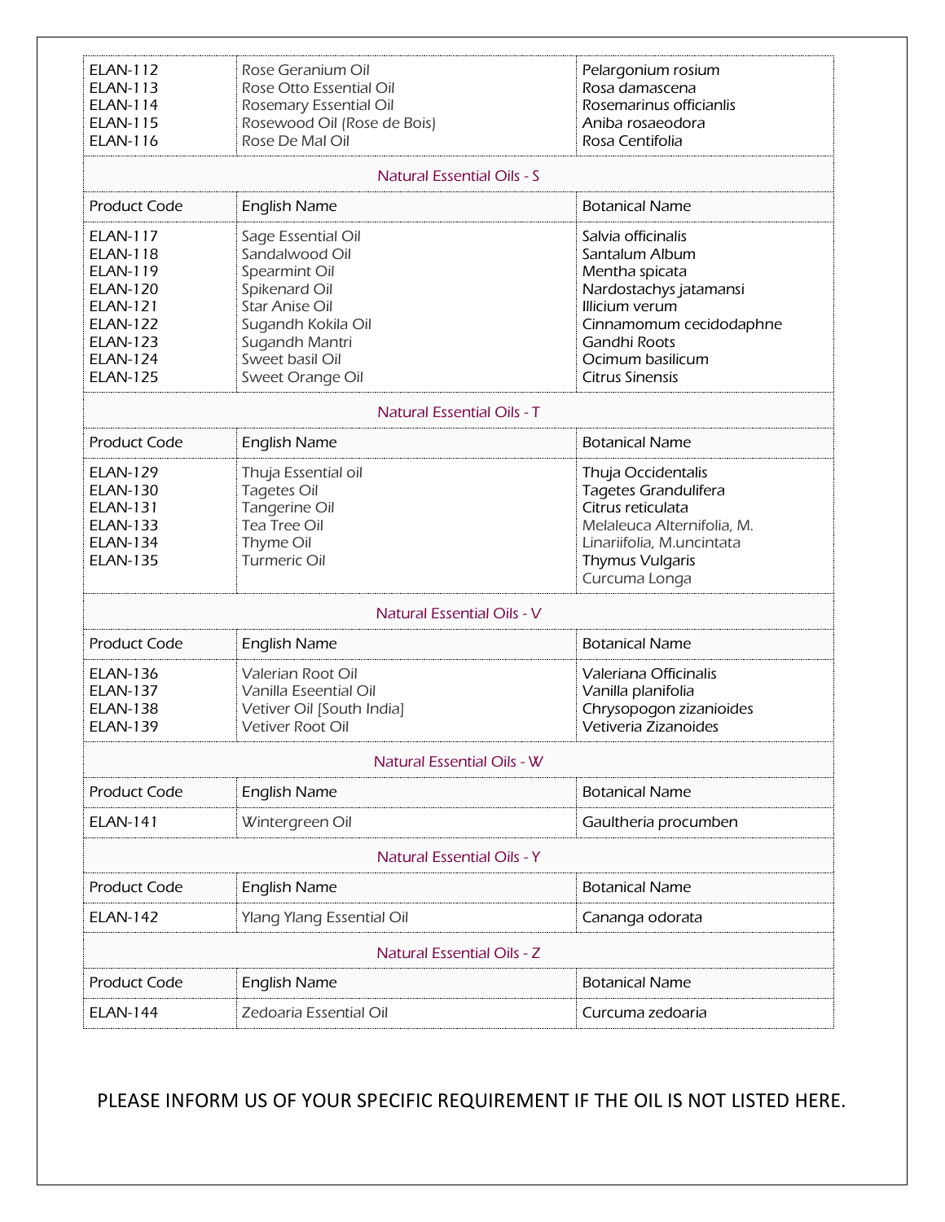| Product Code | English Name | Botanical Name |
|---|---|---|
| ELAN-112 | Rose Geranium Oil | Pelargonium rosium |
| ELAN-113 | Rose Otto Essential Oil | Rosa damascena |
| ELAN-114 | Rosemary Essential Oil | Rosemarinus officianlis |
| ELAN-115 | Rosewood Oil (Rose de Bois) | Aniba rosaeodora |
| ELAN-116 | Rose De Mal Oil | Rosa Centifolia |

## Natural Essential Oils - S

| Product Code | English Name | Botanical Name |
|---|---|---|
| ELAN-117 | Sage Essential Oil | Salvia officinalis |
| ELAN-118 | Sandalwood Oil | Santalum Album |
| ELAN-119 | Spearmint Oil | Mentha spicata |
| ELAN-120 | Spikenard Oil | Nardostachys jatamansi |
| ELAN-121 | Star Anise Oil | Illicium verum |
| ELAN-122 | Sugandh Kokila Oil | Cinnamomum cecidodaphne |
| ELAN-123 | Sugandh Mantri | Gandhi Roots |
| ELAN-124 | Sweet basil Oil | Ocimum basilicum |
| ELAN-125 | Sweet Orange Oil | Citrus Sinensis |

## Natural Essential Oils - T

| Product Code | English Name | Botanical Name |
|---|---|---|
| ELAN-129 | Thuja Essential oil | Thuja Occidentalis |
| ELAN-130 | Tagetes Oil | Tagetes Grandulifera |
| ELAN-131 | Tangerine Oil | Citrus reticulata |
| ELAN-133 | Tea Tree Oil | Melaleuca Alternifolia, M. Linariifolia, M.uncintata |
| ELAN-134 | Thyme Oil | Thymus Vulgaris |
| ELAN-135 | Turmeric Oil | Curcuma Longa |

## Natural Essential Oils - V

| Product Code | English Name | Botanical Name |
|---|---|---|
| ELAN-136 | Valerian Root Oil | Valeriana Officinalis |
| ELAN-137 | Vanilla Eseential Oil | Vanilla planifolia |
| ELAN-138 | Vetiver Oil [South India] | Chrysopogon zizanioides |
| ELAN-139 | Vetiver Root Oil | Vetiveria Zizanoides |

## Natural Essential Oils - W

| Product Code | English Name | Botanical Name |
|---|---|---|
| ELAN-141 | Wintergreen Oil | Gaultheria procumben |

## Natural Essential Oils - Y

| Product Code | English Name | Botanical Name |
|---|---|---|
| ELAN-142 | Ylang Ylang Essential Oil | Cananga odorata |

## Natural Essential Oils - Z

| Product Code | English Name | Botanical Name |
|---|---|---|
| ELAN-144 | Zedoaria Essential Oil | Curcuma zedoaria |

PLEASE INFORM US OF YOUR SPECIFIC REQUIREMENT IF THE OIL IS NOT LISTED HERE.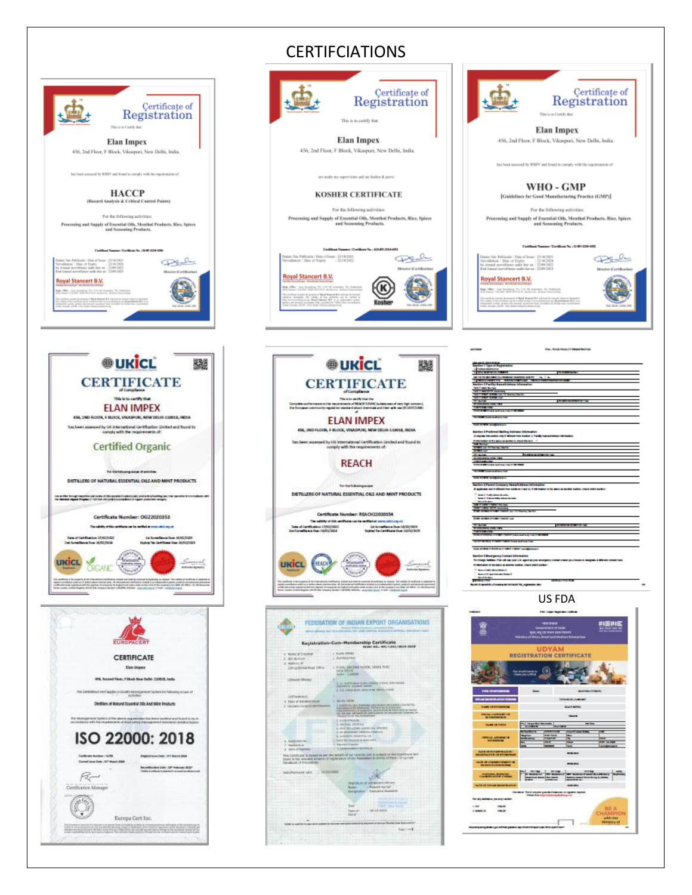# CERTFCIATIONS

## Certificate of Registration

This is to Certify that

**Elan Impex**

456, 2nd Floor, F Block, Vikaspuri, New Delhi, India.

has been assessed by RSBV and found to comply with the requirements of

**HACCP**

(Hazard Analysis & Critical Control Points)

For the following activities:

Processing and Supply of Essential Oils, Menthol Products, Rice, Spices and Seasoning Products.

Royal Stancert B.V.

Director (Certification)

## Certificate of Registration

This is to certify that

**Elan Impex**

456, 2nd Floor, F Block, Vikaspuri, New Delhi, India.

are under my supervision and are kosher & parve

**KOSHER CERTIFICATE**

For the following activities:

Processing and Supply of Essential Oils, Menthol Products, Rice, Spices and Seasoning Products.

Royal Stancert B.V.

Director (Certification)

Kosher

## Certificate of Registration

This is to Certify that

**Elan Impex**

456, 2nd Floor, F Block, Vikaspuri, New Delhi, India.

has been assessed by RSBV and found to comply with the requirements of

**WHO - GMP**

[Guidelines for Good Manufacturing Practice (GMP)]

For the following activities:

Processing and Supply of Essential Oils, Menthol Products, Rice, Spices and Seasoning Products.

Royal Stancert B.V.

Director (Certification)

## UKICL CERTIFICATE

of Compliance

This is to certify that

**ELAN IMPEX**

456, 2ND FLOOR, F BLOCK, VIKASPURI, NEW DELHI-110018, INDIA

has been assessed by UK International Certification Limited and found to comply with the requirements of:

**Certified Organic**

For the following scope of activities

DISTILLERS OF NATURAL ESSENTIAL OILS AND MINT PRODUCTS

Certificate Number: OG22020353

## UKICL CERTIFICATE

of Compliance

**ELAN IMPEX**

456, 2ND FLOOR, F BLOCK, VIKASPURI, NEW DELHI-110018, INDIA

has been assessed by UK International Certification Limited and found to comply with the requirements of:

**REACH**

For the following scope

DISTILLERS OF NATURAL ESSENTIAL OILS AND MINT PRODUCTS

Certificate Number: REACH22020354

US FDA

## EUROPACERT CERTIFICATE

Elan Impex

456, Second Floor, F Block New Delhi- 110018, India

Distillers of Natural Essential Oils And Mint Products

**ISO 22000: 2018**

Certification Manager

Europa Cert Inc.

## FEDERATION OF INDIAN EXPORT ORGANISATIONS

Registration-Cum-Membership Certificate

## UDYAM REGISTRATION CERTIFICATE

Government of India

Ministry of Micro, Small and Medium Enterprises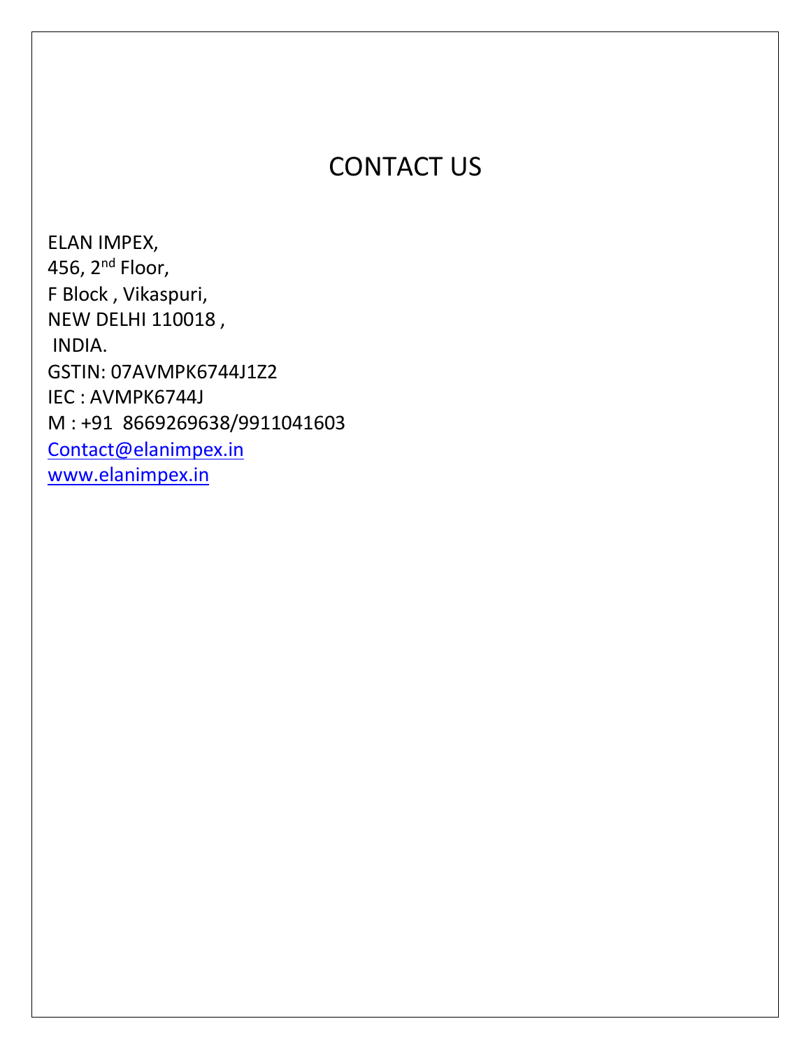# CONTACT US

ELAN IMPEX,
456, 2nd Floor,
F Block , Vikaspuri,
NEW DELHI 110018 ,
INDIA.
GSTIN: 07AVMPK6744J1Z2
IEC : AVMPK6744J
M : +91 8669269638/9911041603
Contact@elanimpex.in
www.elanimpex.in